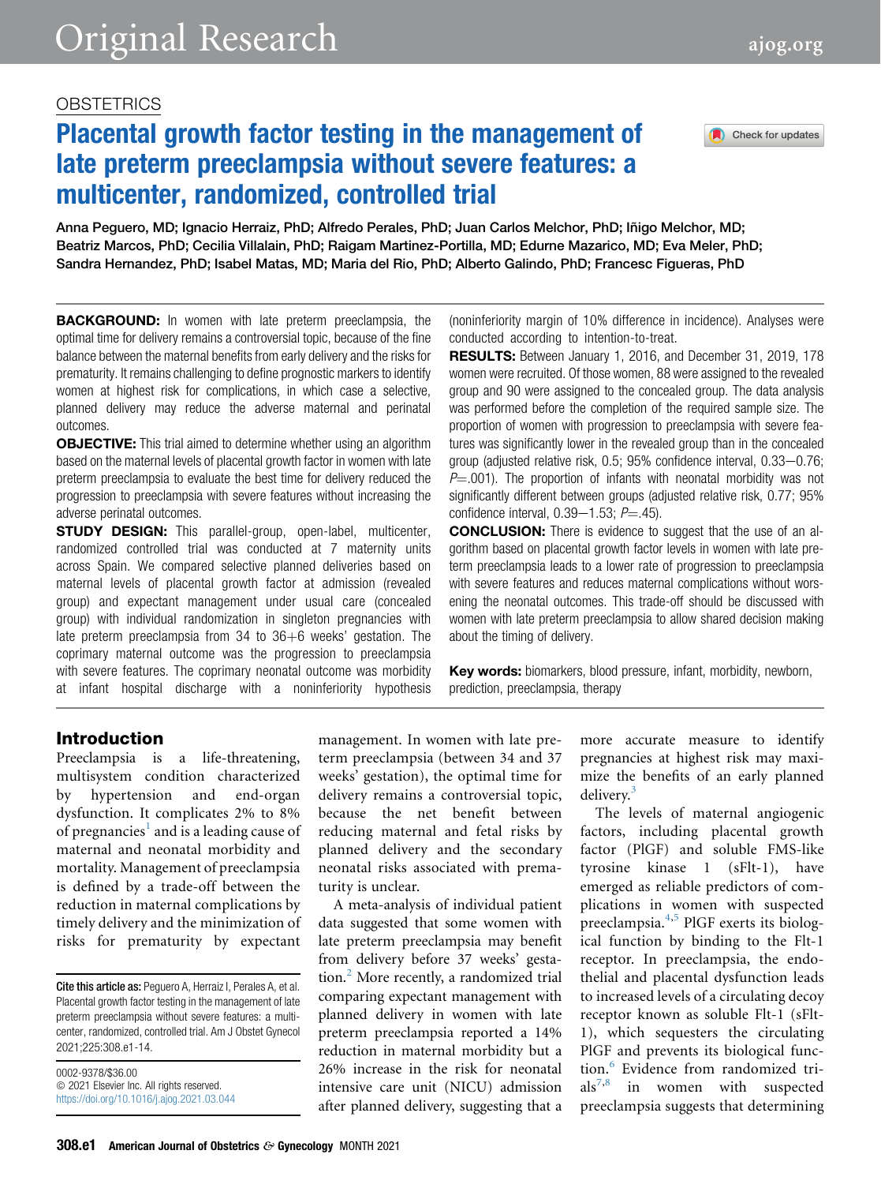OBSTETRICS

# Placental growth factor testing in the management of late preterm preeclampsia without severe features: a multicenter, randomized, controlled trial

Anna Peguero, MD; Ignacio Herraiz, PhD; Alfredo Perales, PhD; Juan Carlos Melchor, PhD; Iñigo Melchor, MD; Beatriz Marcos, PhD; Cecilia Villalain, PhD; Raigam Martinez-Portilla, MD; Edurne Mazarico, MD; Eva Meler, PhD; Sandra Hernandez, PhD; Isabel Matas, MD; Maria del Rio, PhD; Alberto Galindo, PhD; Francesc Figueras, PhD

**BACKGROUND:** In women with late preterm preeclampsia, the optimal time for delivery remains a controversial topic, because of the fine balance between the maternal benefits from early delivery and the risks for prematurity. It remains challenging to define prognostic markers to identify women at highest risk for complications, in which case a selective, planned delivery may reduce the adverse maternal and perinatal outcomes.

**OBJECTIVE:** This trial aimed to determine whether using an algorithm based on the maternal levels of placental growth factor in women with late preterm preeclampsia to evaluate the best time for delivery reduced the progression to preeclampsia with severe features without increasing the adverse perinatal outcomes.

**STUDY DESIGN:** This parallel-group, open-label, multicenter, randomized controlled trial was conducted at 7 maternity units across Spain. We compared selective planned deliveries based on maternal levels of placental growth factor at admission (revealed group) and expectant management under usual care (concealed group) with individual randomization in singleton pregnancies with late preterm preeclampsia from 34 to 36+6 weeks' gestation. The coprimary maternal outcome was the progression to preeclampsia with severe features. The coprimary neonatal outcome was morbidity at infant hospital discharge with a noninferiority hypothesis (noninferiority margin of 10% difference in incidence). Analyses were conducted according to intention-to-treat.

**RESULTS:** Between January 1, 2016, and December 31, 2019, 178 women were recruited. Of those women, 88 were assigned to the revealed group and 90 were assigned to the concealed group. The data analysis was performed before the completion of the required sample size. The proportion of women with progression to preeclampsia with severe features was significantly lower in the revealed group than in the concealed group (adjusted relative risk, 0.5; 95% confidence interval, 0.33−0.76; $P$=.001). The proportion of infants with neonatal morbidity was not significantly different between groups (adjusted relative risk, 0.77; 95% confidence interval, 0.39−1.53; $P$=.45).

**CONCLUSION:** There is evidence to suggest that the use of an algorithm based on placental growth factor levels in women with late preterm preeclampsia leads to a lower rate of progression to preeclampsia with severe features and reduces maternal complications without worsening the neonatal outcomes. This trade-off should be discussed with women with late preterm preeclampsia to allow shared decision making about the timing of delivery.

**Key words:** biomarkers, blood pressure, infant, morbidity, newborn, prediction, preeclampsia, therapy

## Introduction

Preeclampsia is a life-threatening, multisystem condition characterized by hypertension and end-organ dysfunction. It complicates 2% to 8% of pregnancies[1] and is a leading cause of maternal and neonatal morbidity and mortality. Management of preeclampsia is defined by a trade-off between the reduction in maternal complications by timely delivery and the minimization of risks for prematurity by expectant management. In women with late preterm preeclampsia (between 34 and 37 weeks' gestation), the optimal time for delivery remains a controversial topic, because the net benefit between reducing maternal and fetal risks by planned delivery and the secondary neonatal risks associated with prematurity is unclear.

A meta-analysis of individual patient data suggested that some women with late preterm preeclampsia may benefit from delivery before 37 weeks' gestation.[2] More recently, a randomized trial comparing expectant management with planned delivery in women with late preterm preeclampsia reported a 14% reduction in maternal morbidity but a 26% increase in the risk for neonatal intensive care unit (NICU) admission after planned delivery, suggesting that a more accurate measure to identify pregnancies at highest risk may maximize the benefits of an early planned delivery.[3]

The levels of maternal angiogenic factors, including placental growth factor (PlGF) and soluble FMS-like tyrosine kinase 1 (sFlt-1), have emerged as reliable predictors of complications in women with suspected preeclampsia.[4,5] PlGF exerts its biological function by binding to the Flt-1 receptor. In preeclampsia, the endothelial and placental dysfunction leads to increased levels of a circulating decoy receptor known as soluble Flt-1 (sFlt-1), which sequesters the circulating PlGF and prevents its biological function.[6] Evidence from randomized trials[7,8] in women with suspected preeclampsia suggests that determining

**Cite this article as:** Peguero A, Herraiz I, Perales A, et al. Placental growth factor testing in the management of late preterm preeclampsia without severe features: a multicenter, randomized, controlled trial. Am J Obstet Gynecol 2021;225:308.e1-14.

0002-9378/$36.00
© 2021 Elsevier Inc. All rights reserved.
https://doi.org/10.1016/j.ajog.2021.03.044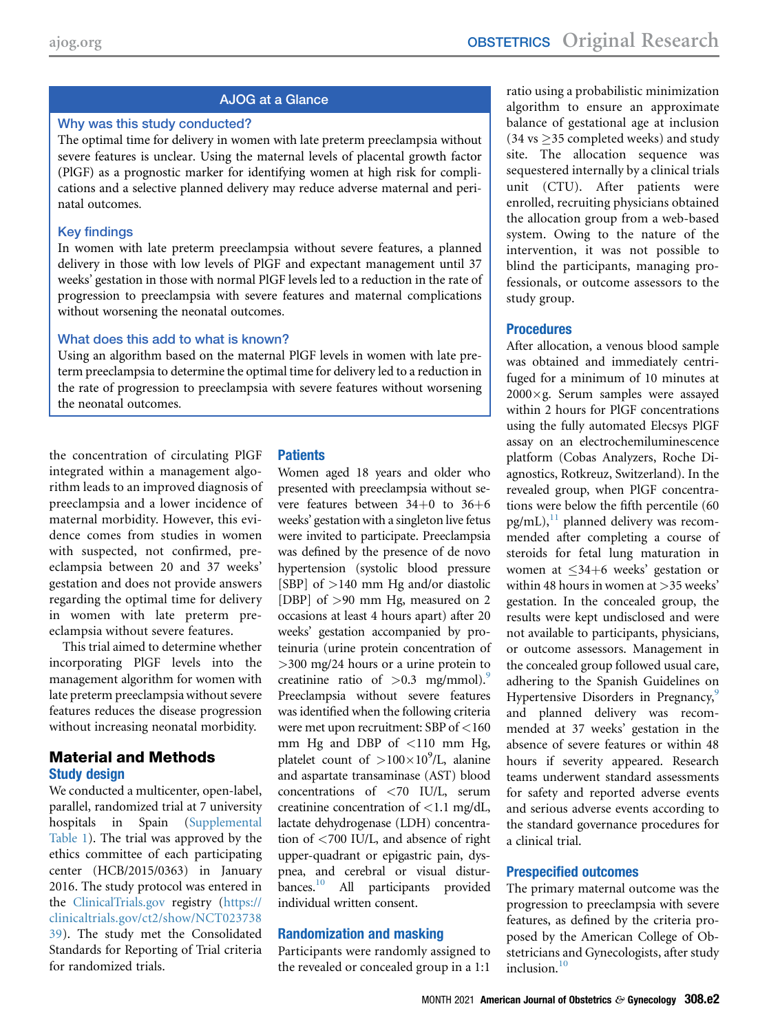## AJOG at a Glance

### Why was this study conducted?

The optimal time for delivery in women with late preterm preeclampsia without severe features is unclear. Using the maternal levels of placental growth factor (PlGF) as a prognostic marker for identifying women at high risk for complications and a selective planned delivery may reduce adverse maternal and perinatal outcomes.

### Key findings

In women with late preterm preeclampsia without severe features, a planned delivery in those with low levels of PlGF and expectant management until 37 weeks' gestation in those with normal PlGF levels led to a reduction in the rate of progression to preeclampsia with severe features and maternal complications without worsening the neonatal outcomes.

### What does this add to what is known?

Using an algorithm based on the maternal PlGF levels in women with late preterm preeclampsia to determine the optimal time for delivery led to a reduction in the rate of progression to preeclampsia with severe features without worsening the neonatal outcomes.

the concentration of circulating PlGF integrated within a management algorithm leads to an improved diagnosis of preeclampsia and a lower incidence of maternal morbidity. However, this evidence comes from studies in women with suspected, not confirmed, preeclampsia between 20 and 37 weeks' gestation and does not provide answers regarding the optimal time for delivery in women with late preterm preeclampsia without severe features.

This trial aimed to determine whether incorporating PlGF levels into the management algorithm for women with late preterm preeclampsia without severe features reduces the disease progression without increasing neonatal morbidity.

## Material and Methods

### Study design

We conducted a multicenter, open-label, parallel, randomized trial at 7 university hospitals in Spain (Supplemental Table 1). The trial was approved by the ethics committee of each participating center (HCB/2015/0363) in January 2016. The study protocol was entered in the ClinicalTrials.gov registry (https://clinicaltrials.gov/ct2/show/NCT02373839). The study met the Consolidated Standards for Reporting of Trial criteria for randomized trials.

### Patients

Women aged 18 years and older who presented with preeclampsia without severe features between 34+0 to 36+6 weeks' gestation with a singleton live fetus were invited to participate. Preeclampsia was defined by the presence of de novo hypertension (systolic blood pressure [SBP] of >140 mm Hg and/or diastolic [DBP] of >90 mm Hg, measured on 2 occasions at least 4 hours apart) after 20 weeks' gestation accompanied by proteinuria (urine protein concentration of >300 mg/24 hours or a urine protein to creatinine ratio of >0.3 mg/mmol).[9] Preeclampsia without severe features was identified when the following criteria were met upon recruitment: SBP of <160 mm Hg and DBP of <110 mm Hg, platelet count of $>100\times10^9$/L, alanine and aspartate transaminase (AST) blood concentrations of <70 IU/L, serum creatinine concentration of <1.1 mg/dL, lactate dehydrogenase (LDH) concentration of <700 IU/L, and absence of right upper-quadrant or epigastric pain, dyspnea, and cerebral or visual disturbances.[10] All participants provided individual written consent.

### Randomization and masking

Participants were randomly assigned to the revealed or concealed group in a 1:1 ratio using a probabilistic minimization algorithm to ensure an approximate balance of gestational age at inclusion (34 vs ≥35 completed weeks) and study site. The allocation sequence was sequestered internally by a clinical trials unit (CTU). After patients were enrolled, recruiting physicians obtained the allocation group from a web-based system. Owing to the nature of the intervention, it was not possible to blind the participants, managing professionals, or outcome assessors to the study group.

### Procedures

After allocation, a venous blood sample was obtained and immediately centrifuged for a minimum of 10 minutes at 2000×g. Serum samples were assayed within 2 hours for PlGF concentrations using the fully automated Elecsys PlGF assay on an electrochemiluminescence platform (Cobas Analyzers, Roche Diagnostics, Rotkreuz, Switzerland). In the revealed group, when PlGF concentrations were below the fifth percentile (60 pg/mL),[11] planned delivery was recommended after completing a course of steroids for fetal lung maturation in women at ≤34+6 weeks' gestation or within 48 hours in women at >35 weeks' gestation. In the concealed group, the results were kept undisclosed and were not available to participants, physicians, or outcome assessors. Management in the concealed group followed usual care, adhering to the Spanish Guidelines on Hypertensive Disorders in Pregnancy,[9] and planned delivery was recommended at 37 weeks' gestation in the absence of severe features or within 48 hours if severity appeared. Research teams underwent standard assessments for safety and reported adverse events and serious adverse events according to the standard governance procedures for a clinical trial.

### Prespecified outcomes

The primary maternal outcome was the progression to preeclampsia with severe features, as defined by the criteria proposed by the American College of Obstetricians and Gynecologists, after study inclusion.[10]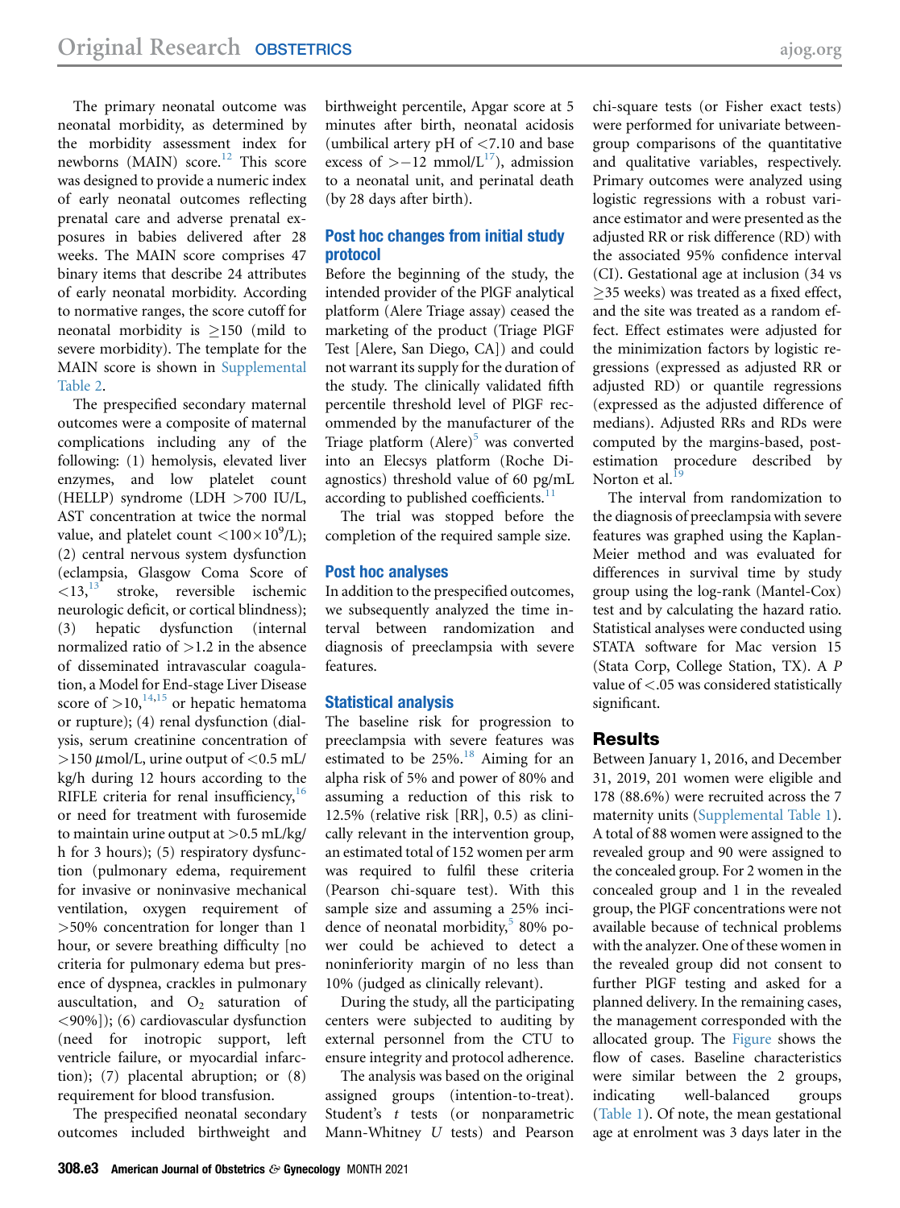The primary neonatal outcome was neonatal morbidity, as determined by the morbidity assessment index for newborns (MAIN) score.[12] This score was designed to provide a numeric index of early neonatal outcomes reflecting prenatal care and adverse prenatal exposures in babies delivered after 28 weeks. The MAIN score comprises 47 binary items that describe 24 attributes of early neonatal morbidity. According to normative ranges, the score cutoff for neonatal morbidity is ≥150 (mild to severe morbidity). The template for the MAIN score is shown in Supplemental Table 2.

The prespecified secondary maternal outcomes were a composite of maternal complications including any of the following: (1) hemolysis, elevated liver enzymes, and low platelet count (HELLP) syndrome (LDH >700 IU/L, AST concentration at twice the normal value, and platelet count $<100\times10^9$/L); (2) central nervous system dysfunction (eclampsia, Glasgow Coma Score of <13,[13] stroke, reversible ischemic neurologic deficit, or cortical blindness); (3) hepatic dysfunction (internal normalized ratio of >1.2 in the absence of disseminated intravascular coagulation, a Model for End-stage Liver Disease score of >10,[14,15] or hepatic hematoma or rupture); (4) renal dysfunction (dialysis, serum creatinine concentration of >150 μmol/L, urine output of <0.5 mL/kg/h during 12 hours according to the RIFLE criteria for renal insufficiency,[16] or need for treatment with furosemide to maintain urine output at >0.5 mL/kg/h for 3 hours); (5) respiratory dysfunction (pulmonary edema, requirement for invasive or noninvasive mechanical ventilation, oxygen requirement of >50% concentration for longer than 1 hour, or severe breathing difficulty [no criteria for pulmonary edema but presence of dyspnea, crackles in pulmonary auscultation, and $O_2$ saturation of <90%]); (6) cardiovascular dysfunction (need for inotropic support, left ventricle failure, or myocardial infarction); (7) placental abruption; or (8) requirement for blood transfusion.

The prespecified neonatal secondary outcomes included birthweight and birthweight percentile, Apgar score at 5 minutes after birth, neonatal acidosis (umbilical artery pH of <7.10 and base excess of >−12 mmol/L[17]), admission to a neonatal unit, and perinatal death (by 28 days after birth).

## Post hoc changes from initial study protocol

Before the beginning of the study, the intended provider of the PlGF analytical platform (Alere Triage assay) ceased the marketing of the product (Triage PlGF Test [Alere, San Diego, CA]) and could not warrant its supply for the duration of the study. The clinically validated fifth percentile threshold level of PlGF recommended by the manufacturer of the Triage platform (Alere)[5] was converted into an Elecsys platform (Roche Diagnostics) threshold value of 60 pg/mL according to published coefficients.[11]

The trial was stopped before the completion of the required sample size.

## Post hoc analyses

In addition to the prespecified outcomes, we subsequently analyzed the time interval between randomization and diagnosis of preeclampsia with severe features.

## Statistical analysis

The baseline risk for progression to preeclampsia with severe features was estimated to be 25%.[18] Aiming for an alpha risk of 5% and power of 80% and assuming a reduction of this risk to 12.5% (relative risk [RR], 0.5) as clinically relevant in the intervention group, an estimated total of 152 women per arm was required to fulfil these criteria (Pearson chi-square test). With this sample size and assuming a 25% incidence of neonatal morbidity,[5] 80% power could be achieved to detect a noninferiority margin of no less than 10% (judged as clinically relevant).

During the study, all the participating centers were subjected to auditing by external personnel from the CTU to ensure integrity and protocol adherence.

The analysis was based on the original assigned groups (intention-to-treat). Student's *t* tests (or nonparametric Mann-Whitney *U* tests) and Pearson chi-square tests (or Fisher exact tests) were performed for univariate between-group comparisons of the quantitative and qualitative variables, respectively. Primary outcomes were analyzed using logistic regressions with a robust variance estimator and were presented as the adjusted RR or risk difference (RD) with the associated 95% confidence interval (CI). Gestational age at inclusion (34 vs ≥35 weeks) was treated as a fixed effect, and the site was treated as a random effect. Effect estimates were adjusted for the minimization factors by logistic regressions (expressed as adjusted RR or adjusted RD) or quantile regressions (expressed as the adjusted difference of medians). Adjusted RRs and RDs were computed by the margins-based, post-estimation procedure described by Norton et al.[19]

The interval from randomization to the diagnosis of preeclampsia with severe features was graphed using the Kaplan-Meier method and was evaluated for differences in survival time by study group using the log-rank (Mantel-Cox) test and by calculating the hazard ratio. Statistical analyses were conducted using STATA software for Mac version 15 (Stata Corp, College Station, TX). A *P* value of <.05 was considered statistically significant.

# Results

Between January 1, 2016, and December 31, 2019, 201 women were eligible and 178 (88.6%) were recruited across the 7 maternity units (Supplemental Table 1). A total of 88 women were assigned to the revealed group and 90 were assigned to the concealed group. For 2 women in the concealed group and 1 in the revealed group, the PlGF concentrations were not available because of technical problems with the analyzer. One of these women in the revealed group did not consent to further PlGF testing and asked for a planned delivery. In the remaining cases, the management corresponded with the allocated group. The Figure shows the flow of cases. Baseline characteristics were similar between the 2 groups, indicating well-balanced groups (Table 1). Of note, the mean gestational age at enrolment was 3 days later in the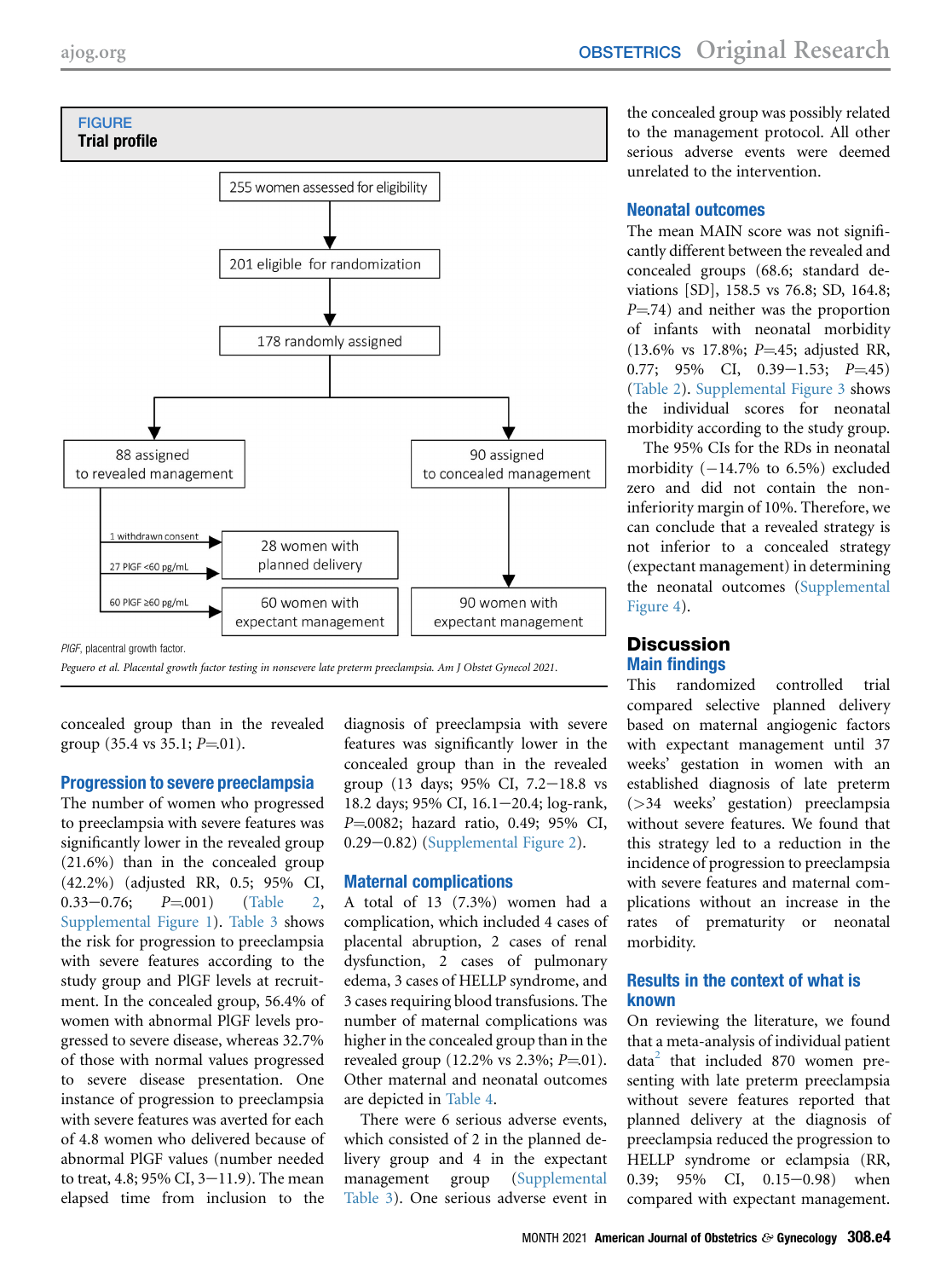**FIGURE**
**Trial profile**

255 women assessed for eligibility → 201 eligible for randomization → 178 randomly assigned → 88 assigned to revealed management; 90 assigned to concealed management.

Revealed management: 1 withdrawn consent; 27 PlGF <60 pg/mL → 28 women with planned delivery; 60 PlGF ≥60 pg/mL → 60 women with expectant management.

Concealed management → 90 women with expectant management.

*PlGF*, placentral growth factor.

*Peguero et al. Placental growth factor testing in nonsevere late preterm preeclampsia. Am J Obstet Gynecol 2021.*

concealed group than in the revealed group (35.4 vs 35.1; $P$=.01).

### Progression to severe preeclampsia

The number of women who progressed to preeclampsia with severe features was significantly lower in the revealed group (21.6%) than in the concealed group (42.2%) (adjusted RR, 0.5; 95% CI, 0.33−0.76; $P$=.001) (Table 2, Supplemental Figure 1). Table 3 shows the risk for progression to preeclampsia with severe features according to the study group and PlGF levels at recruitment. In the concealed group, 56.4% of women with abnormal PlGF levels progressed to severe disease, whereas 32.7% of those with normal values progressed to severe disease presentation. One instance of progression to preeclampsia with severe features was averted for each of 4.8 women who delivered because of abnormal PlGF values (number needed to treat, 4.8; 95% CI, 3−11.9). The mean elapsed time from inclusion to the diagnosis of preeclampsia with severe features was significantly lower in the concealed group than in the revealed group (13 days; 95% CI, 7.2−18.8 vs 18.2 days; 95% CI, 16.1−20.4; log-rank, $P$=.0082; hazard ratio, 0.49; 95% CI, 0.29−0.82) (Supplemental Figure 2).

### Maternal complications

A total of 13 (7.3%) women had a complication, which included 4 cases of placental abruption, 2 cases of renal dysfunction, 2 cases of pulmonary edema, 3 cases of HELLP syndrome, and 3 cases requiring blood transfusions. The number of maternal complications was higher in the concealed group than in the revealed group (12.2% vs 2.3%; $P$=.01). Other maternal and neonatal outcomes are depicted in Table 4.

There were 6 serious adverse events, which consisted of 2 in the planned delivery group and 4 in the expectant management group (Supplemental Table 3). One serious adverse event in the concealed group was possibly related to the management protocol. All other serious adverse events were deemed unrelated to the intervention.

### Neonatal outcomes

The mean MAIN score was not significantly different between the revealed and concealed groups (68.6; standard deviations [SD], 158.5 vs 76.8; SD, 164.8; $P$=.74) and neither was the proportion of infants with neonatal morbidity (13.6% vs 17.8%; $P$=.45; adjusted RR, 0.77; 95% CI, 0.39−1.53; $P$=.45) (Table 2). Supplemental Figure 3 shows the individual scores for neonatal morbidity according to the study group.

The 95% CIs for the RDs in neonatal morbidity (−14.7% to 6.5%) excluded zero and did not contain the noninferiority margin of 10%. Therefore, we can conclude that a revealed strategy is not inferior to a concealed strategy (expectant management) in determining the neonatal outcomes (Supplemental Figure 4).

## Discussion

### Main findings

This randomized controlled trial compared selective planned delivery based on maternal angiogenic factors with expectant management until 37 weeks' gestation in women with an established diagnosis of late preterm (>34 weeks' gestation) preeclampsia without severe features. We found that this strategy led to a reduction in the incidence of progression to preeclampsia with severe features and maternal complications without an increase in the rates of prematurity or neonatal morbidity.

### Results in the context of what is known

On reviewing the literature, we found that a meta-analysis of individual patient data[2] that included 870 women presenting with late preterm preeclampsia without severe features reported that planned delivery at the diagnosis of preeclampsia reduced the progression to HELLP syndrome or eclampsia (RR, 0.39; 95% CI, 0.15−0.98) when compared with expectant management.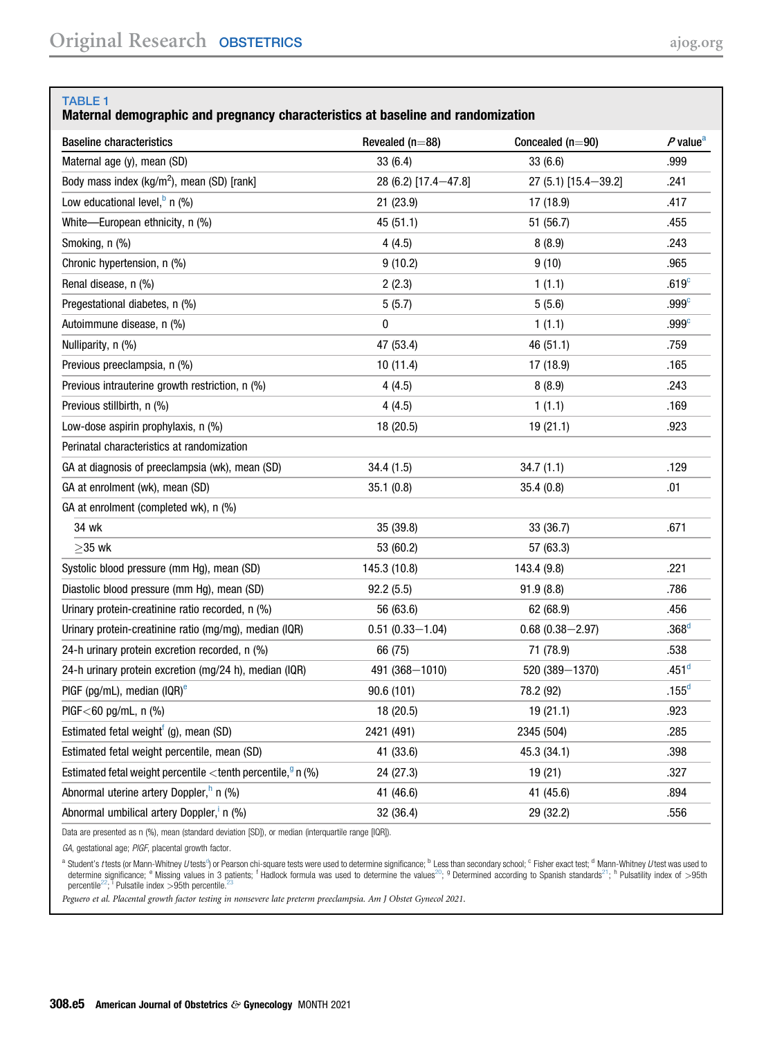**TABLE 1**
**Maternal demographic and pregnancy characteristics at baseline and randomization**

| Baseline characteristics | Revealed (n=88) | Concealed (n=90) | *P* value[a] |
|---|---|---|---|
| Maternal age (y), mean (SD) | 33 (6.4) | 33 (6.6) | .999 |
| Body mass index (kg/m$^2$), mean (SD) [rank] | 28 (6.2) [17.4−47.8] | 27 (5.1) [15.4−39.2] | .241 |
| Low educational level,[b] n (%) | 21 (23.9) | 17 (18.9) | .417 |
| White—European ethnicity, n (%) | 45 (51.1) | 51 (56.7) | .455 |
| Smoking, n (%) | 4 (4.5) | 8 (8.9) | .243 |
| Chronic hypertension, n (%) | 9 (10.2) | 9 (10) | .965 |
| Renal disease, n (%) | 2 (2.3) | 1 (1.1) | .619[c] |
| Pregestational diabetes, n (%) | 5 (5.7) | 5 (5.6) | .999[c] |
| Autoimmune disease, n (%) | 0 | 1 (1.1) | .999[c] |
| Nulliparity, n (%) | 47 (53.4) | 46 (51.1) | .759 |
| Previous preeclampsia, n (%) | 10 (11.4) | 17 (18.9) | .165 |
| Previous intrauterine growth restriction, n (%) | 4 (4.5) | 8 (8.9) | .243 |
| Previous stillbirth, n (%) | 4 (4.5) | 1 (1.1) | .169 |
| Low-dose aspirin prophylaxis, n (%) | 18 (20.5) | 19 (21.1) | .923 |
| Perinatal characteristics at randomization | | | |
| GA at diagnosis of preeclampsia (wk), mean (SD) | 34.4 (1.5) | 34.7 (1.1) | .129 |
| GA at enrolment (wk), mean (SD) | 35.1 (0.8) | 35.4 (0.8) | .01 |
| GA at enrolment (completed wk), n (%) | | | |
| 34 wk | 35 (39.8) | 33 (36.7) | .671 |
| ≥35 wk | 53 (60.2) | 57 (63.3) | |
| Systolic blood pressure (mm Hg), mean (SD) | 145.3 (10.8) | 143.4 (9.8) | .221 |
| Diastolic blood pressure (mm Hg), mean (SD) | 92.2 (5.5) | 91.9 (8.8) | .786 |
| Urinary protein-creatinine ratio recorded, n (%) | 56 (63.6) | 62 (68.9) | .456 |
| Urinary protein-creatinine ratio (mg/mg), median (IQR) | 0.51 (0.33−1.04) | 0.68 (0.38−2.97) | .368[d] |
| 24-h urinary protein excretion recorded, n (%) | 66 (75) | 71 (78.9) | .538 |
| 24-h urinary protein excretion (mg/24 h), median (IQR) | 491 (368−1010) | 520 (389−1370) | .451[d] |
| PlGF (pg/mL), median (IQR)[e] | 90.6 (101) | 78.2 (92) | .155[d] |
| PlGF<60 pg/mL, n (%) | 18 (20.5) | 19 (21.1) | .923 |
| Estimated fetal weight[f] (g), mean (SD) | 2421 (491) | 2345 (504) | .285 |
| Estimated fetal weight percentile, mean (SD) | 41 (33.6) | 45.3 (34.1) | .398 |
| Estimated fetal weight percentile <tenth percentile,[g] n (%) | 24 (27.3) | 19 (21) | .327 |
| Abnormal uterine artery Doppler,[h] n (%) | 41 (46.6) | 41 (45.6) | .894 |
| Abnormal umbilical artery Doppler,[i] n (%) | 32 (36.4) | 29 (32.2) | .556 |

Data are presented as n (%), mean (standard deviation [SD]), or median (interquartile range [IQR]).

*GA*, gestational age; *PlGF*, placental growth factor.

[a] Student's *t* tests (or Mann-Whitney *U* tests[9]) or Pearson chi-square tests were used to determine significance; [b] Less than secondary school; [c] Fisher exact test; [d] Mann-Whitney *U* test was used to determine significance; [e] Missing values in 3 patients; [f] Hadlock formula was used to determine the values[20]; [g] Determined according to Spanish standards[21]; [h] Pulsatility index of >95th percentile[22]; [i] Pulsatile index >95th percentile.[23]

*Peguero et al. Placental growth factor testing in nonsevere late preterm preeclampsia. Am J Obstet Gynecol 2021.*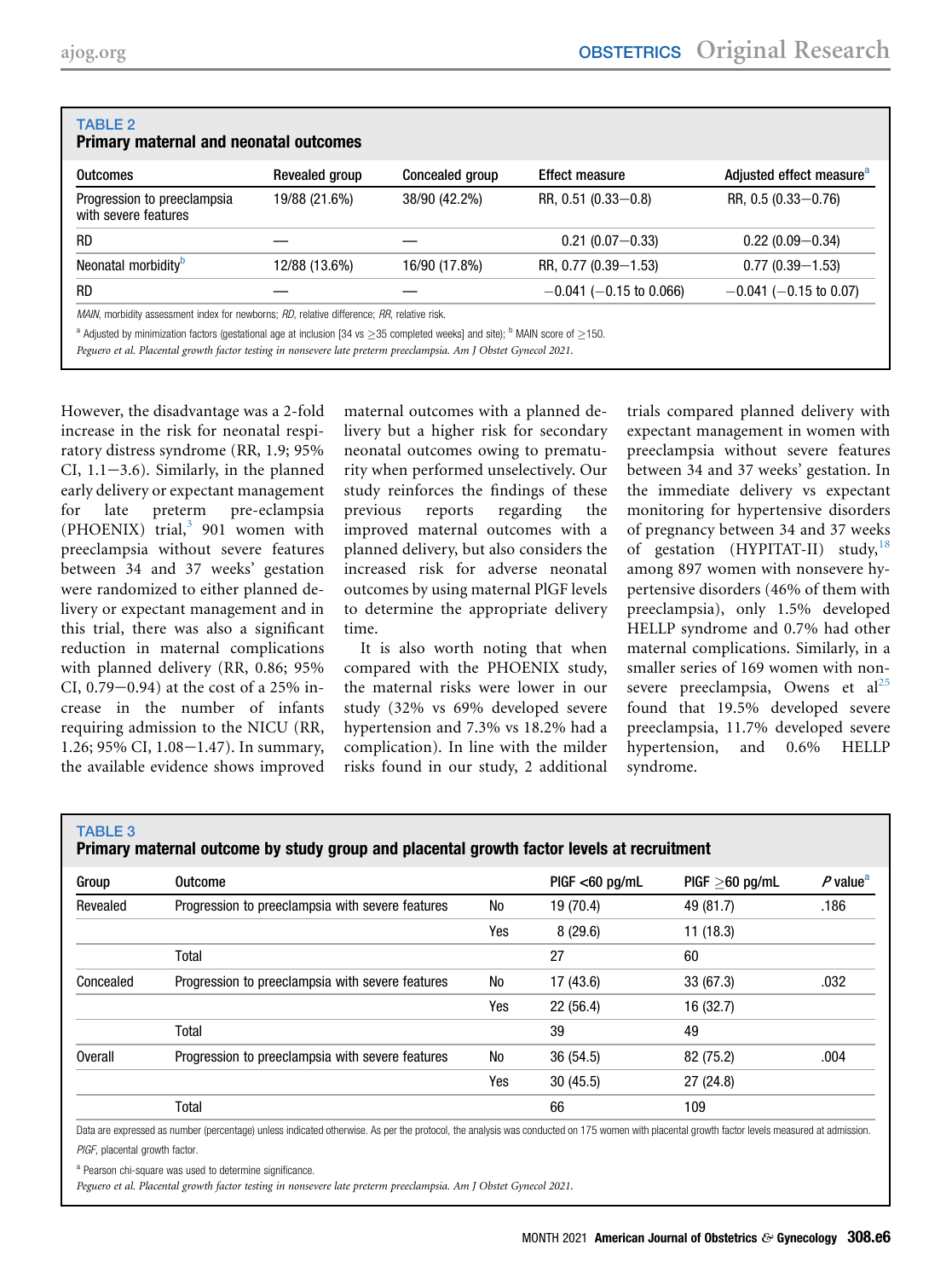**TABLE 2**
**Primary maternal and neonatal outcomes**

| Outcomes | Revealed group | Concealed group | Effect measure | Adjusted effect measure[a] |
|---|---|---|---|---|
| Progression to preeclampsia with severe features | 19/88 (21.6%) | 38/90 (42.2%) | RR, 0.51 (0.33−0.8) | RR, 0.5 (0.33−0.76) |
| RD | — | — | 0.21 (0.07−0.33) | 0.22 (0.09−0.34) |
| Neonatal morbidity[b] | 12/88 (13.6%) | 16/90 (17.8%) | RR, 0.77 (0.39−1.53) | 0.77 (0.39−1.53) |
| RD | — | — | −0.041 (−0.15 to 0.066) | −0.041 (−0.15 to 0.07) |

*MAIN*, morbidity assessment index for newborns; *RD*, relative difference; *RR*, relative risk.

[a] Adjusted by minimization factors (gestational age at inclusion [34 vs ≥35 completed weeks] and site); [b] MAIN score of ≥150.

*Peguero et al. Placental growth factor testing in nonsevere late preterm preeclampsia. Am J Obstet Gynecol 2021.*

However, the disadvantage was a 2-fold increase in the risk for neonatal respiratory distress syndrome (RR, 1.9; 95% CI, 1.1−3.6). Similarly, in the planned early delivery or expectant management for late preterm pre-eclampsia (PHOENIX) trial,[3] 901 women with preeclampsia without severe features between 34 and 37 weeks' gestation were randomized to either planned delivery or expectant management and in this trial, there was also a significant reduction in maternal complications with planned delivery (RR, 0.86; 95% CI, 0.79−0.94) at the cost of a 25% increase in the number of infants requiring admission to the NICU (RR, 1.26; 95% CI, 1.08−1.47). In summary, the available evidence shows improved maternal outcomes with a planned delivery but a higher risk for secondary neonatal outcomes owing to prematurity when performed unselectively. Our study reinforces the findings of these previous reports regarding the improved maternal outcomes with a planned delivery, but also considers the increased risk for adverse neonatal outcomes by using maternal PlGF levels to determine the appropriate delivery time.

It is also worth noting that when compared with the PHOENIX study, the maternal risks were lower in our study (32% vs 69% developed severe hypertension and 7.3% vs 18.2% had a complication). In line with the milder risks found in our study, 2 additional trials compared planned delivery with expectant management in women with preeclampsia without severe features between 34 and 37 weeks' gestation. In the immediate delivery vs expectant monitoring for hypertensive disorders of pregnancy between 34 and 37 weeks of gestation (HYPITAT-II) study,[18] among 897 women with nonsevere hypertensive disorders (46% of them with preeclampsia), only 1.5% developed HELLP syndrome and 0.7% had other maternal complications. Similarly, in a smaller series of 169 women with nonsevere preeclampsia, Owens et al[25] found that 19.5% developed severe preeclampsia, 11.7% developed severe hypertension, and 0.6% HELLP syndrome.

**TABLE 3**
**Primary maternal outcome by study group and placental growth factor levels at recruitment**

| Group | Outcome | | PlGF <60 pg/mL | PlGF ≥60 pg/mL | *P* value[a] |
|---|---|---|---|---|---|
| Revealed | Progression to preeclampsia with severe features | No | 19 (70.4) | 49 (81.7) | .186 |
| | | Yes | 8 (29.6) | 11 (18.3) | |
| | Total | | 27 | 60 | |
| Concealed | Progression to preeclampsia with severe features | No | 17 (43.6) | 33 (67.3) | .032 |
| | | Yes | 22 (56.4) | 16 (32.7) | |
| | Total | | 39 | 49 | |
| Overall | Progression to preeclampsia with severe features | No | 36 (54.5) | 82 (75.2) | .004 |
| | | Yes | 30 (45.5) | 27 (24.8) | |
| | Total | | 66 | 109 | |

Data are expressed as number (percentage) unless indicated otherwise. As per the protocol, the analysis was conducted on 175 women with placental growth factor levels measured at admission.

*PlGF*, placental growth factor.

[a] Pearson chi-square was used to determine significance.

*Peguero et al. Placental growth factor testing in nonsevere late preterm preeclampsia. Am J Obstet Gynecol 2021.*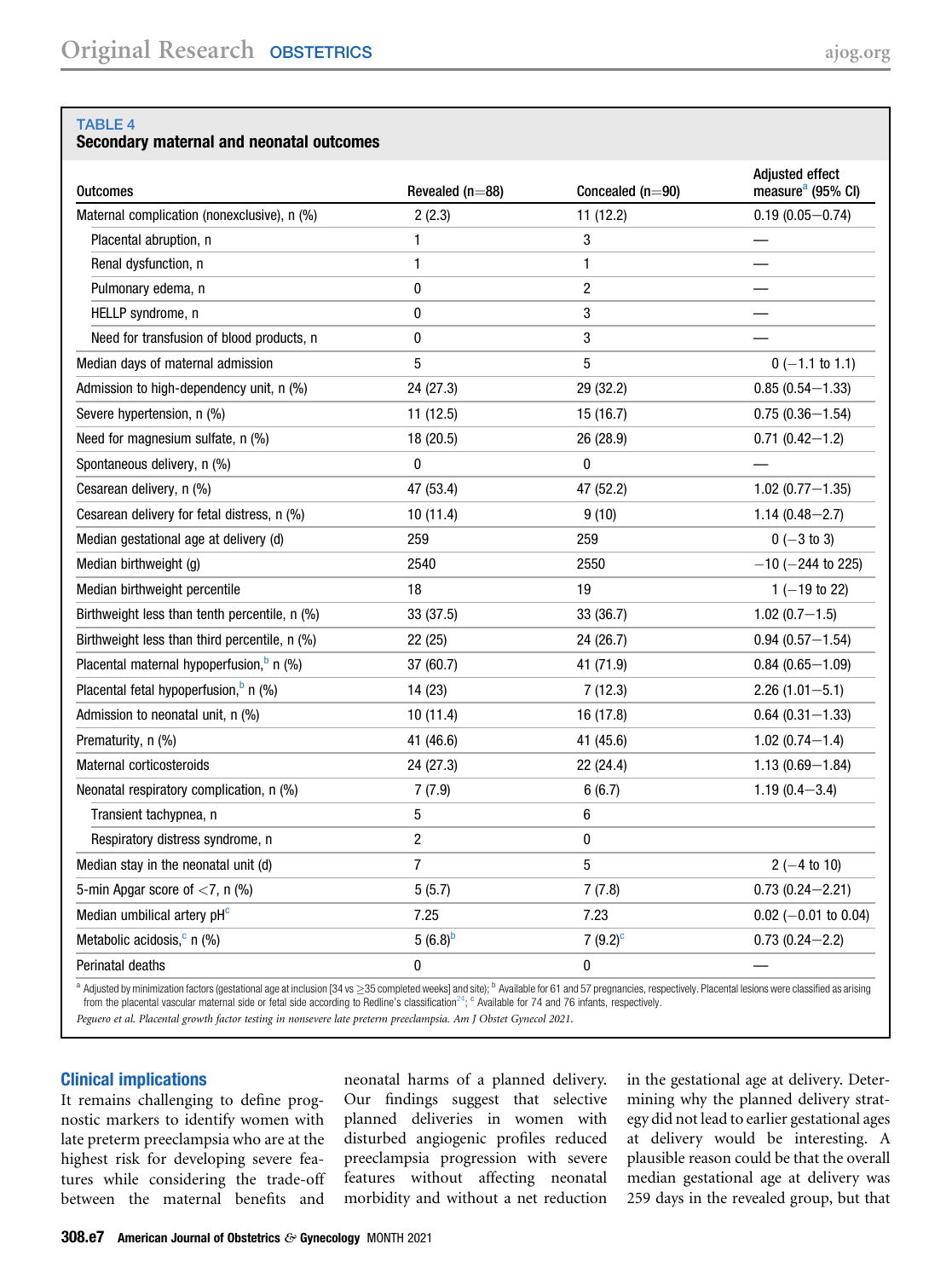**TABLE 4**
**Secondary maternal and neonatal outcomes**

| Outcomes | Revealed (n=88) | Concealed (n=90) | Adjusted effect measure[a] (95% CI) |
|---|---|---|---|
| Maternal complication (nonexclusive), n (%) | 2 (2.3) | 11 (12.2) | 0.19 (0.05−0.74) |
| Placental abruption, n | 1 | 3 | — |
| Renal dysfunction, n | 1 | 1 | — |
| Pulmonary edema, n | 0 | 2 | — |
| HELLP syndrome, n | 0 | 3 | — |
| Need for transfusion of blood products, n | 0 | 3 | — |
| Median days of maternal admission | 5 | 5 | 0 (−1.1 to 1.1) |
| Admission to high-dependency unit, n (%) | 24 (27.3) | 29 (32.2) | 0.85 (0.54−1.33) |
| Severe hypertension, n (%) | 11 (12.5) | 15 (16.7) | 0.75 (0.36−1.54) |
| Need for magnesium sulfate, n (%) | 18 (20.5) | 26 (28.9) | 0.71 (0.42−1.2) |
| Spontaneous delivery, n (%) | 0 | 0 | — |
| Cesarean delivery, n (%) | 47 (53.4) | 47 (52.2) | 1.02 (0.77−1.35) |
| Cesarean delivery for fetal distress, n (%) | 10 (11.4) | 9 (10) | 1.14 (0.48−2.7) |
| Median gestational age at delivery (d) | 259 | 259 | 0 (−3 to 3) |
| Median birthweight (g) | 2540 | 2550 | −10 (−244 to 225) |
| Median birthweight percentile | 18 | 19 | 1 (−19 to 22) |
| Birthweight less than tenth percentile, n (%) | 33 (37.5) | 33 (36.7) | 1.02 (0.7−1.5) |
| Birthweight less than third percentile, n (%) | 22 (25) | 24 (26.7) | 0.94 (0.57−1.54) |
| Placental maternal hypoperfusion,[b] n (%) | 37 (60.7) | 41 (71.9) | 0.84 (0.65−1.09) |
| Placental fetal hypoperfusion,[b] n (%) | 14 (23) | 7 (12.3) | 2.26 (1.01−5.1) |
| Admission to neonatal unit, n (%) | 10 (11.4) | 16 (17.8) | 0.64 (0.31−1.33) |
| Prematurity, n (%) | 41 (46.6) | 41 (45.6) | 1.02 (0.74−1.4) |
| Maternal corticosteroids | 24 (27.3) | 22 (24.4) | 1.13 (0.69−1.84) |
| Neonatal respiratory complication, n (%) | 7 (7.9) | 6 (6.7) | 1.19 (0.4−3.4) |
| Transient tachypnea, n | 5 | 6 | |
| Respiratory distress syndrome, n | 2 | 0 | |
| Median stay in the neonatal unit (d) | 7 | 5 | 2 (−4 to 10) |
| 5-min Apgar score of <7, n (%) | 5 (5.7) | 7 (7.8) | 0.73 (0.24−2.21) |
| Median umbilical artery pH[c] | 7.25 | 7.23 | 0.02 (−0.01 to 0.04) |
| Metabolic acidosis,[c] n (%) | 5 (6.8)[b] | 7 (9.2)[c] | 0.73 (0.24−2.2) |
| Perinatal deaths | 0 | 0 | — |

[a] Adjusted by minimization factors (gestational age at inclusion [34 vs ≥35 completed weeks] and site); [b] Available for 61 and 57 pregnancies, respectively. Placental lesions were classified as arising from the placental vascular maternal side or fetal side according to Redline's classification[24]; [c] Available for 74 and 76 infants, respectively.

*Peguero et al. Placental growth factor testing in nonsevere late preterm preeclampsia. Am J Obstet Gynecol 2021.*

## Clinical implications

It remains challenging to define prognostic markers to identify women with late preterm preeclampsia who are at the highest risk for developing severe features while considering the trade-off between the maternal benefits and neonatal harms of a planned delivery. Our findings suggest that selective planned deliveries in women with disturbed angiogenic profiles reduced preeclampsia progression with severe features without affecting neonatal morbidity and without a net reduction in the gestational age at delivery. Determining why the planned delivery strategy did not lead to earlier gestational ages at delivery would be interesting. A plausible reason could be that the overall median gestational age at delivery was 259 days in the revealed group, but that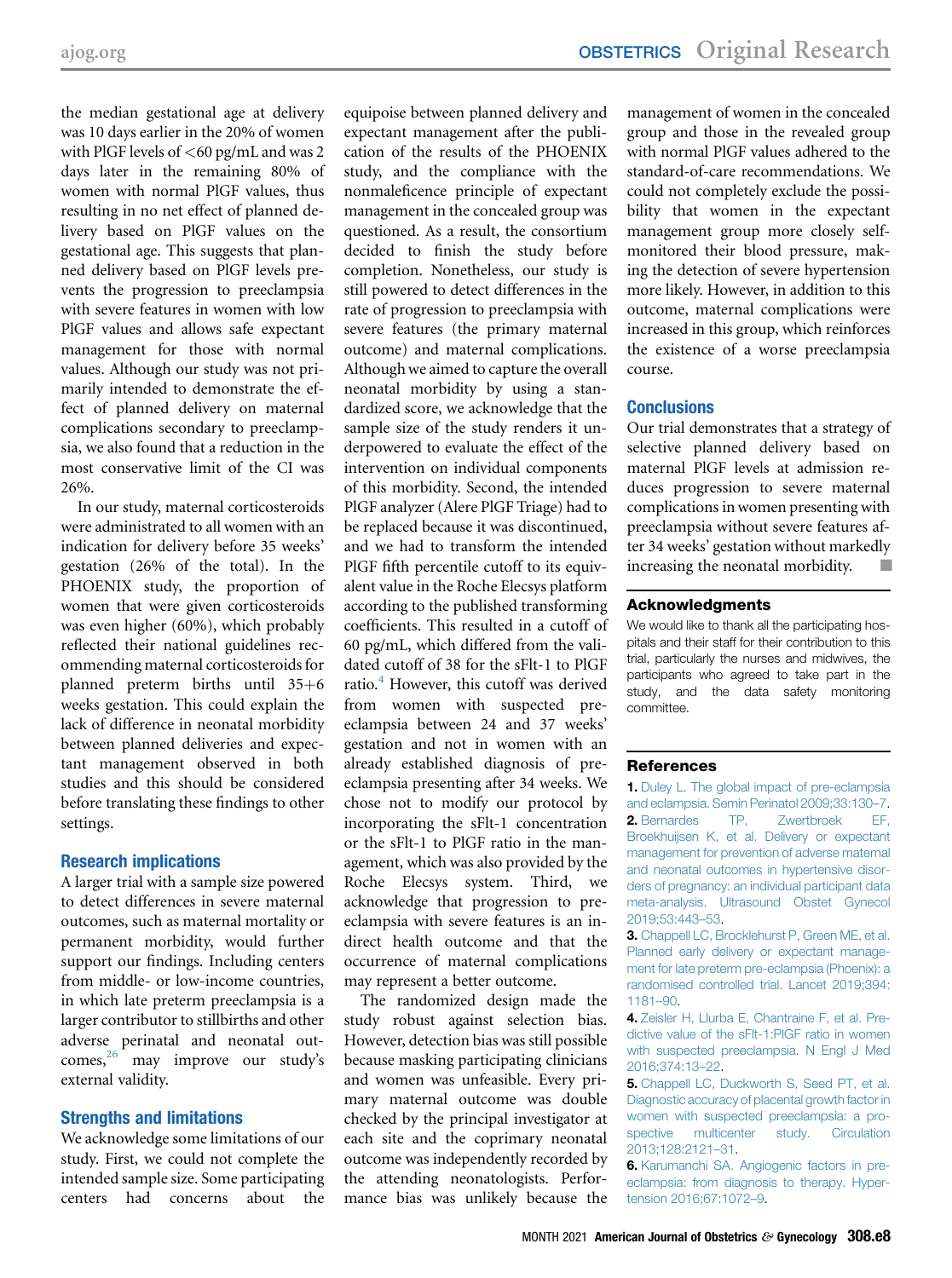the median gestational age at delivery was 10 days earlier in the 20% of women with PlGF levels of <60 pg/mL and was 2 days later in the remaining 80% of women with normal PlGF values, thus resulting in no net effect of planned delivery based on PlGF values on the gestational age. This suggests that planned delivery based on PlGF levels prevents the progression to preeclampsia with severe features in women with low PlGF values and allows safe expectant management for those with normal values. Although our study was not primarily intended to demonstrate the effect of planned delivery on maternal complications secondary to preeclampsia, we also found that a reduction in the most conservative limit of the CI was 26%.

In our study, maternal corticosteroids were administrated to all women with an indication for delivery before 35 weeks' gestation (26% of the total). In the PHOENIX study, the proportion of women that were given corticosteroids was even higher (60%), which probably reflected their national guidelines recommending maternal corticosteroids for planned preterm births until 35+6 weeks gestation. This could explain the lack of difference in neonatal morbidity between planned deliveries and expectant management observed in both studies and this should be considered before translating these findings to other settings.

## Research implications

A larger trial with a sample size powered to detect differences in severe maternal outcomes, such as maternal mortality or permanent morbidity, would further support our findings. Including centers from middle- or low-income countries, in which late preterm preeclampsia is a larger contributor to stillbirths and other adverse perinatal and neonatal outcomes,[26] may improve our study's external validity.

## Strengths and limitations

We acknowledge some limitations of our study. First, we could not complete the intended sample size. Some participating centers had concerns about the equipoise between planned delivery and expectant management after the publication of the results of the PHOENIX study, and the compliance with the nonmaleficence principle of expectant management in the concealed group was questioned. As a result, the consortium decided to finish the study before completion. Nonetheless, our study is still powered to detect differences in the rate of progression to preeclampsia with severe features (the primary maternal outcome) and maternal complications. Although we aimed to capture the overall neonatal morbidity by using a standardized score, we acknowledge that the sample size of the study renders it underpowered to evaluate the effect of the intervention on individual components of this morbidity. Second, the intended PlGF analyzer (Alere PlGF Triage) had to be replaced because it was discontinued, and we had to transform the intended PlGF fifth percentile cutoff to its equivalent value in the Roche Elecsys platform according to the published transforming coefficients. This resulted in a cutoff of 60 pg/mL, which differed from the validated cutoff of 38 for the sFlt-1 to PlGF ratio.[4] However, this cutoff was derived from women with suspected preeclampsia between 24 and 37 weeks' gestation and not in women with an already established diagnosis of preeclampsia presenting after 34 weeks. We chose not to modify our protocol by incorporating the sFlt-1 concentration or the sFlt-1 to PlGF ratio in the management, which was also provided by the Roche Elecsys system. Third, we acknowledge that progression to preeclampsia with severe features is an indirect health outcome and that the occurrence of maternal complications may represent a better outcome.

The randomized design made the study robust against selection bias. However, detection bias was still possible because masking participating clinicians and women was unfeasible. Every primary maternal outcome was double checked by the principal investigator at each site and the coprimary neonatal outcome was independently recorded by the attending neonatologists. Performance bias was unlikely because the management of women in the concealed group and those in the revealed group with normal PlGF values adhered to the standard-of-care recommendations. We could not completely exclude the possibility that women in the expectant management group more closely self-monitored their blood pressure, making the detection of severe hypertension more likely. However, in addition to this outcome, maternal complications were increased in this group, which reinforces the existence of a worse preeclampsia course.

## Conclusions

Our trial demonstrates that a strategy of selective planned delivery based on maternal PlGF levels at admission reduces progression to severe maternal complications in women presenting with preeclampsia without severe features after 34 weeks' gestation without markedly increasing the neonatal morbidity. ■

## Acknowledgments

We would like to thank all the participating hospitals and their staff for their contribution to this trial, particularly the nurses and midwives, the participants who agreed to take part in the study, and the data safety monitoring committee.

## References

1. Duley L. The global impact of pre-eclampsia and eclampsia. Semin Perinatol 2009;33:130–7.
2. Bernardes TP, Zwertbroek EF, Broekhuijsen K, et al. Delivery or expectant management for prevention of adverse maternal and neonatal outcomes in hypertensive disorders of pregnancy: an individual participant data meta-analysis. Ultrasound Obstet Gynecol 2019;53:443–53.
3. Chappell LC, Brocklehurst P, Green ME, et al. Planned early delivery or expectant management for late preterm pre-eclampsia (Phoenix): a randomised controlled trial. Lancet 2019;394:1181–90.
4. Zeisler H, Llurba E, Chantraine F, et al. Predictive value of the sFlt-1:PlGF ratio in women with suspected preeclampsia. N Engl J Med 2016;374:13–22.
5. Chappell LC, Duckworth S, Seed PT, et al. Diagnostic accuracy of placental growth factor in women with suspected preeclampsia: a prospective multicenter study. Circulation 2013;128:2121–31.
6. Karumanchi SA. Angiogenic factors in preeclampsia: from diagnosis to therapy. Hypertension 2016;67:1072–9.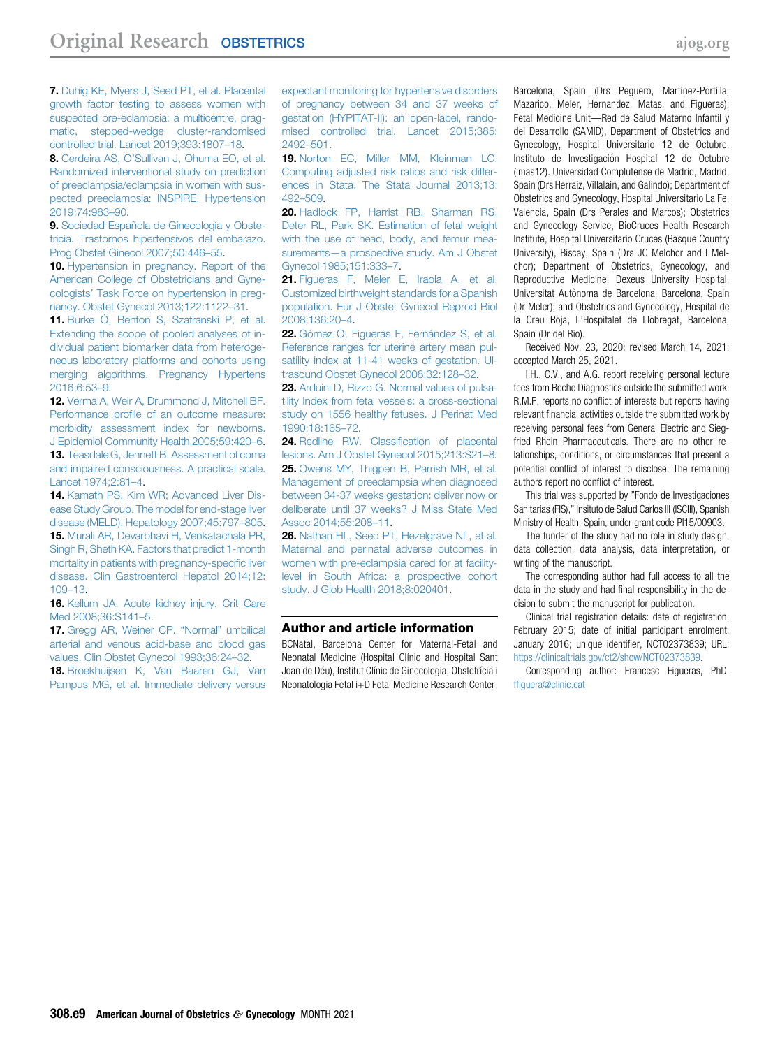7. Duhig KE, Myers J, Seed PT, et al. Placental growth factor testing to assess women with suspected pre-eclampsia: a multicentre, pragmatic, stepped-wedge cluster-randomised controlled trial. Lancet 2019;393:1807–18.

8. Cerdeira AS, O'Sullivan J, Ohuma EO, et al. Randomized interventional study on prediction of preeclampsia/eclampsia in women with suspected preeclampsia: INSPIRE. Hypertension 2019;74:983–90.

9. Sociedad Española de Ginecología y Obstetricia. Trastornos hipertensivos del embarazo. Prog Obstet Ginecol 2007;50:446–55.

10. Hypertension in pregnancy. Report of the American College of Obstetricians and Gynecologists' Task Force on hypertension in pregnancy. Obstet Gynecol 2013;122:1122–31.

11. Burke Ó, Benton S, Szafranski P, et al. Extending the scope of pooled analyses of individual patient biomarker data from heterogeneous laboratory platforms and cohorts using merging algorithms. Pregnancy Hypertens 2016;6:53–9.

12. Verma A, Weir A, Drummond J, Mitchell BF. Performance profile of an outcome measure: morbidity assessment index for newborns. J Epidemiol Community Health 2005;59:420–6.

13. Teasdale G, Jennett B. Assessment of coma and impaired consciousness. A practical scale. Lancet 1974;2:81–4.

14. Kamath PS, Kim WR; Advanced Liver Disease Study Group. The model for end-stage liver disease (MELD). Hepatology 2007;45:797–805.

15. Murali AR, Devarbhavi H, Venkatachala PR, Singh R, Sheth KA. Factors that predict 1-month mortality in patients with pregnancy-specific liver disease. Clin Gastroenterol Hepatol 2014;12:109–13.

16. Kellum JA. Acute kidney injury. Crit Care Med 2008;36:S141–5.

17. Gregg AR, Weiner CP. "Normal" umbilical arterial and venous acid-base and blood gas values. Clin Obstet Gynecol 1993;36:24–32.

18. Broekhuijsen K, Van Baaren GJ, Van Pampus MG, et al. Immediate delivery versus expectant monitoring for hypertensive disorders of pregnancy between 34 and 37 weeks of gestation (HYPITAT-II): an open-label, randomised controlled trial. Lancet 2015;385:2492–501.

19. Norton EC, Miller MM, Kleinman LC. Computing adjusted risk ratios and risk differences in Stata. The Stata Journal 2013;13:492–509.

20. Hadlock FP, Harrist RB, Sharman RS, Deter RL, Park SK. Estimation of fetal weight with the use of head, body, and femur measurements—a prospective study. Am J Obstet Gynecol 1985;151:333–7.

21. Figueras F, Meler E, Iraola A, et al. Customized birthweight standards for a Spanish population. Eur J Obstet Gynecol Reprod Biol 2008;136:20–4.

22. Gómez O, Figueras F, Fernández S, et al. Reference ranges for uterine artery mean pulsatility index at 11-41 weeks of gestation. Ultrasound Obstet Gynecol 2008;32:128–32.

23. Arduini D, Rizzo G. Normal values of pulsatility Index from fetal vessels: a cross-sectional study on 1556 healthy fetuses. J Perinat Med 1990;18:165–72.

24. Redline RW. Classification of placental lesions. Am J Obstet Gynecol 2015;213:S21–8.

25. Owens MY, Thigpen B, Parrish MR, et al. Management of preeclampsia when diagnosed between 34-37 weeks gestation: deliver now or deliberate until 37 weeks? J Miss State Med Assoc 2014;55:208–11.

26. Nathan HL, Seed PT, Hezelgrave NL, et al. Maternal and perinatal adverse outcomes in women with pre-eclampsia cared for at facility-level in South Africa: a prospective cohort study. J Glob Health 2018;8:020401.

## Author and article information

BCNatal, Barcelona Center for Maternal-Fetal and Neonatal Medicine (Hospital Clínic and Hospital Sant Joan de Déu), Institut Clínic de Ginecologia, Obstetrícia i Neonatologia Fetal i+D Fetal Medicine Research Center, Barcelona, Spain (Drs Peguero, Martinez-Portilla, Mazarico, Meler, Hernandez, Matas, and Figueras); Fetal Medicine Unit—Red de Salud Materno Infantil y del Desarrollo (SAMID), Department of Obstetrics and Gynecology, Hospital Universitario 12 de Octubre. Instituto de Investigación Hospital 12 de Octubre (imas12). Universidad Complutense de Madrid, Madrid, Spain (Drs Herraiz, Villalain, and Galindo); Department of Obstetrics and Gynecology, Hospital Universitario La Fe, Valencia, Spain (Drs Perales and Marcos); Obstetrics and Gynecology Service, BioCruces Health Research Institute, Hospital Universitario Cruces (Basque Country University), Biscay, Spain (Drs JC Melchor and I Melchor); Department of Obstetrics, Gynecology, and Reproductive Medicine, Dexeus University Hospital, Universitat Autònoma de Barcelona, Barcelona, Spain (Dr Meler); and Obstetrics and Gynecology, Hospital de la Creu Roja, L'Hospitalet de Llobregat, Barcelona, Spain (Dr del Rio).

Received Nov. 23, 2020; revised March 14, 2021; accepted March 25, 2021.

I.H., C.V., and A.G. report receiving personal lecture fees from Roche Diagnostics outside the submitted work. R.M.P. reports no conflict of interests but reports having relevant financial activities outside the submitted work by receiving personal fees from General Electric and Siegfried Rhein Pharmaceuticals. There are no other relationships, conditions, or circumstances that present a potential conflict of interest to disclose. The remaining authors report no conflict of interest.

This trial was supported by "Fondo de Investigaciones Sanitarias (FIS)," Insituto de Salud Carlos III (ISCIII), Spanish Ministry of Health, Spain, under grant code PI15/00903.

The funder of the study had no role in study design, data collection, data analysis, data interpretation, or writing of the manuscript.

The corresponding author had full access to all the data in the study and had final responsibility in the decision to submit the manuscript for publication.

Clinical trial registration details: date of registration, February 2015; date of initial participant enrolment, January 2016; unique identifier, NCT02373839; URL: https://clinicaltrials.gov/ct2/show/NCT02373839.

Corresponding author: Francesc Figueras, PhD. ffiguera@clinic.cat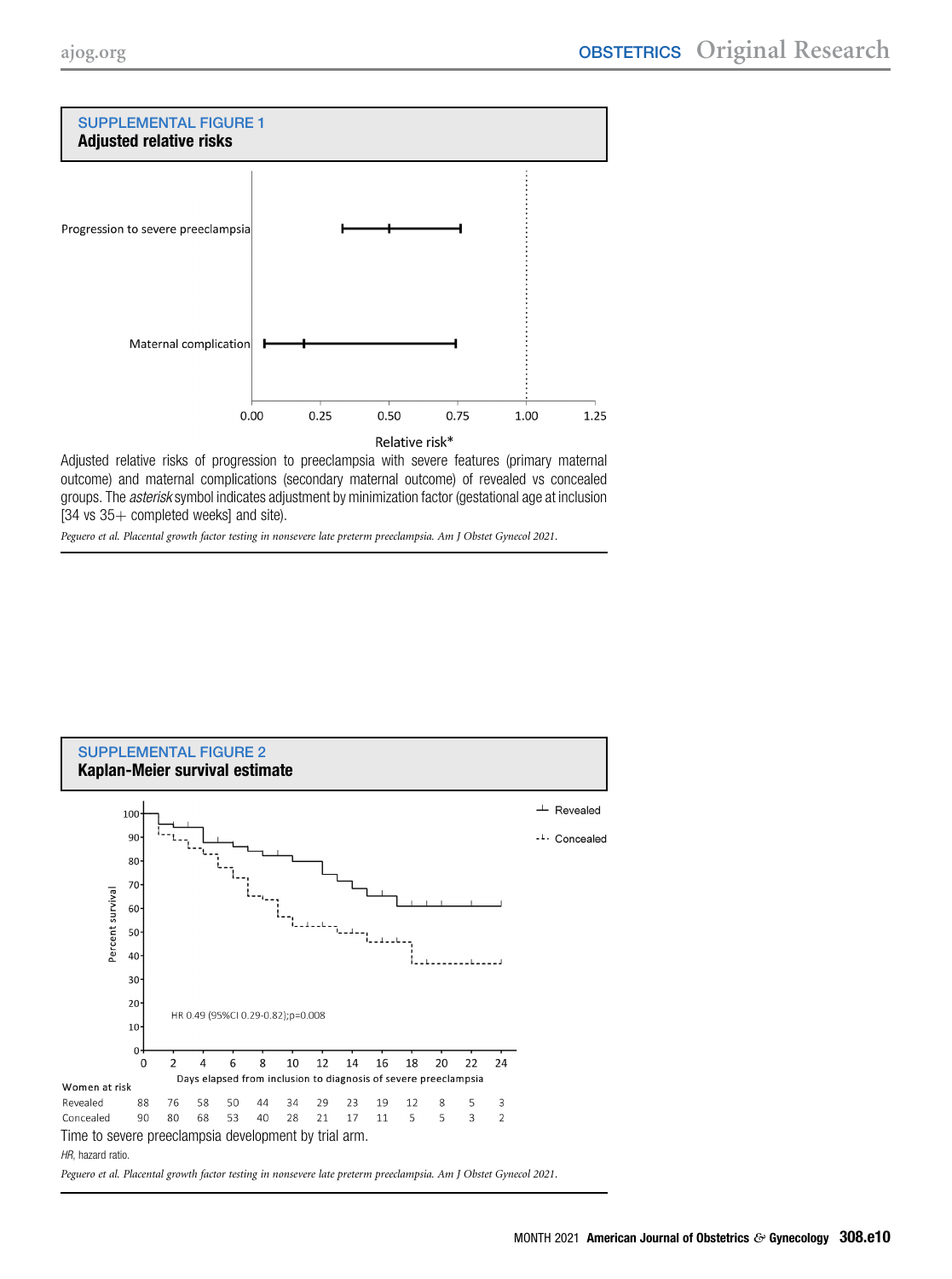## SUPPLEMENTAL FIGURE 1
**Adjusted relative risks**

Adjusted relative risks of progression to preeclampsia with severe features (primary maternal outcome) and maternal complications (secondary maternal outcome) of revealed vs concealed groups. The *asterisk* symbol indicates adjustment by minimization factor (gestational age at inclusion [34 vs 35+ completed weeks] and site).

*Peguero et al. Placental growth factor testing in nonsevere late preterm preeclampsia. Am J Obstet Gynecol 2021.*

## SUPPLEMENTAL FIGURE 2
**Kaplan-Meier survival estimate**

| Women at risk | 0 | 2 | 4 | 6 | 8 | 10 | 12 | 14 | 16 | 18 | 20 | 22 | 24 |
|---|---|---|---|---|---|---|---|---|---|---|---|---|---|
| Revealed | 88 | 76 | 58 | 50 | 44 | 34 | 29 | 23 | 19 | 12 | 8 | 5 | 3 |
| Concealed | 90 | 80 | 68 | 53 | 40 | 28 | 21 | 17 | 11 | 5 | 5 | 3 | 2 |

Time to severe preeclampsia development by trial arm.

*HR*, hazard ratio.

*Peguero et al. Placental growth factor testing in nonsevere late preterm preeclampsia. Am J Obstet Gynecol 2021.*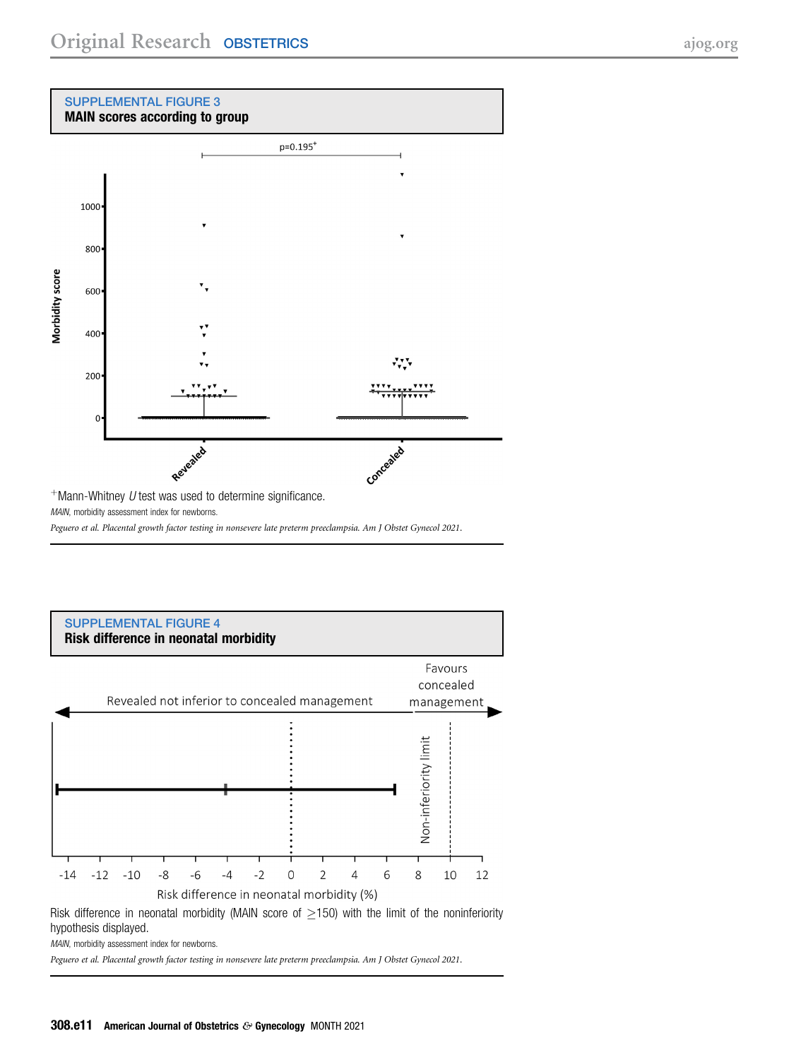## SUPPLEMENTAL FIGURE 3

**MAIN scores according to group**

[Figure: Morbidity score (0–1000+) plotted for Revealed and Concealed groups; p=0.195⁺]

⁺Mann-Whitney *U* test was used to determine significance.

*MAIN*, morbidity assessment index for newborns.

*Peguero et al. Placental growth factor testing in nonsevere late preterm preeclampsia. Am J Obstet Gynecol 2021.*

## SUPPLEMENTAL FIGURE 4

**Risk difference in neonatal morbidity**

[Figure: Risk difference in neonatal morbidity (%), axis from -14 to 12; labels "Revealed not inferior to concealed management", "Favours concealed management", "Non-inferiority limit" at 10]

Risk difference in neonatal morbidity (MAIN score of $\geq$150) with the limit of the noninferiority hypothesis displayed.

*MAIN*, morbidity assessment index for newborns.

*Peguero et al. Placental growth factor testing in nonsevere late preterm preeclampsia. Am J Obstet Gynecol 2021.*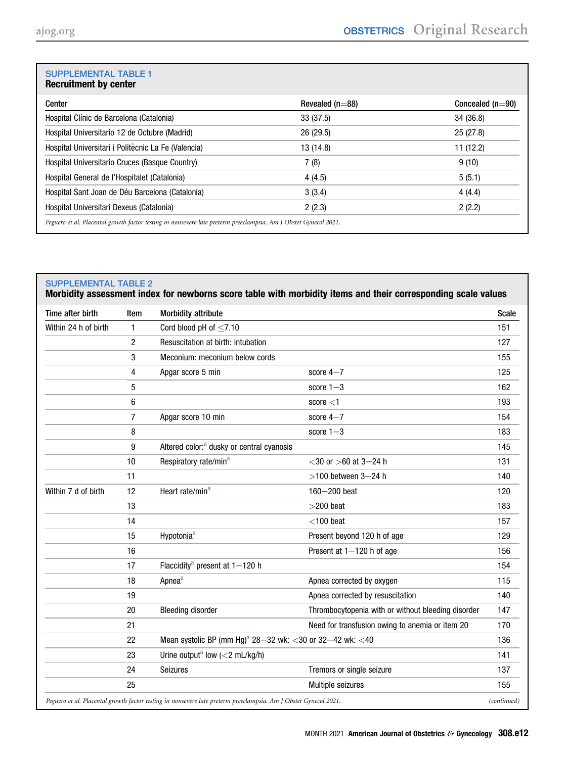**SUPPLEMENTAL TABLE 1**
**Recruitment by center**

| Center | Revealed (n=88) | Concealed (n=90) |
|---|---|---|
| Hospital Clínic de Barcelona (Catalonia) | 33 (37.5) | 34 (36.8) |
| Hospital Universitario 12 de Octubre (Madrid) | 26 (29.5) | 25 (27.8) |
| Hospital Universitari i Politècnic La Fe (Valencia) | 13 (14.8) | 11 (12.2) |
| Hospital Universitario Cruces (Basque Country) | 7 (8) | 9 (10) |
| Hospital General de l'Hospitalet (Catalonia) | 4 (4.5) | 5 (5.1) |
| Hospital Sant Joan de Déu Barcelona (Catalonia) | 3 (3.4) | 4 (4.4) |
| Hospital Universitari Dexeus (Catalonia) | 2 (2.3) | 2 (2.2) |

*Peguero et al. Placental growth factor testing in nonsevere late preterm preeclampsia. Am J Obstet Gynecol 2021.*

**SUPPLEMENTAL TABLE 2**
**Morbidity assessment index for newborns score table with morbidity items and their corresponding scale values**

| Time after birth | Item | Morbidity attribute | | Scale |
|---|---|---|---|---|
| Within 24 h of birth | 1 | Cord blood pH of ≤7.10 | | 151 |
| | 2 | Resuscitation at birth: intubation | | 127 |
| | 3 | Meconium: meconium below cords | | 155 |
| | 4 | Apgar score 5 min | score 4−7 | 125 |
| | 5 | | score 1−3 | 162 |
| | 6 | | score <1 | 193 |
| | 7 | Apgar score 10 min | score 4−7 | 154 |
| | 8 | | score 1−3 | 183 |
| | 9 | Altered color:[a] dusky or central cyanosis | | 145 |
| | 10 | Respiratory rate/min[a] | <30 or >60 at 3−24 h | 131 |
| | 11 | | >100 between 3−24 h | 140 |
| Within 7 d of birth | 12 | Heart rate/min[a] | 160−200 beat | 120 |
| | 13 | | >200 beat | 183 |
| | 14 | | <100 beat | 157 |
| | 15 | Hypotonia[a] | Present beyond 120 h of age | 129 |
| | 16 | | Present at 1−120 h of age | 156 |
| | 17 | Flaccidity[a] present at 1−120 h | | 154 |
| | 18 | Apnea[a] | Apnea corrected by oxygen | 115 |
| | 19 | | Apnea corrected by resuscitation | 140 |
| | 20 | Bleeding disorder | Thrombocytopenia with or without bleeding disorder | 147 |
| | 21 | | Need for transfusion owing to anemia or item 20 | 170 |
| | 22 | Mean systolic BP (mm Hg)[a] 28−32 wk: <30 or 32−42 wk: <40 | | 136 |
| | 23 | Urine output[a] low (<2 mL/kg/h) | | 141 |
| | 24 | Seizures | Tremors or single seizure | 137 |
| | 25 | | Multiple seizures | 155 |

*Peguero et al. Placental growth factor testing in nonsevere late preterm preeclampsia. Am J Obstet Gynecol 2021.* *(continued)*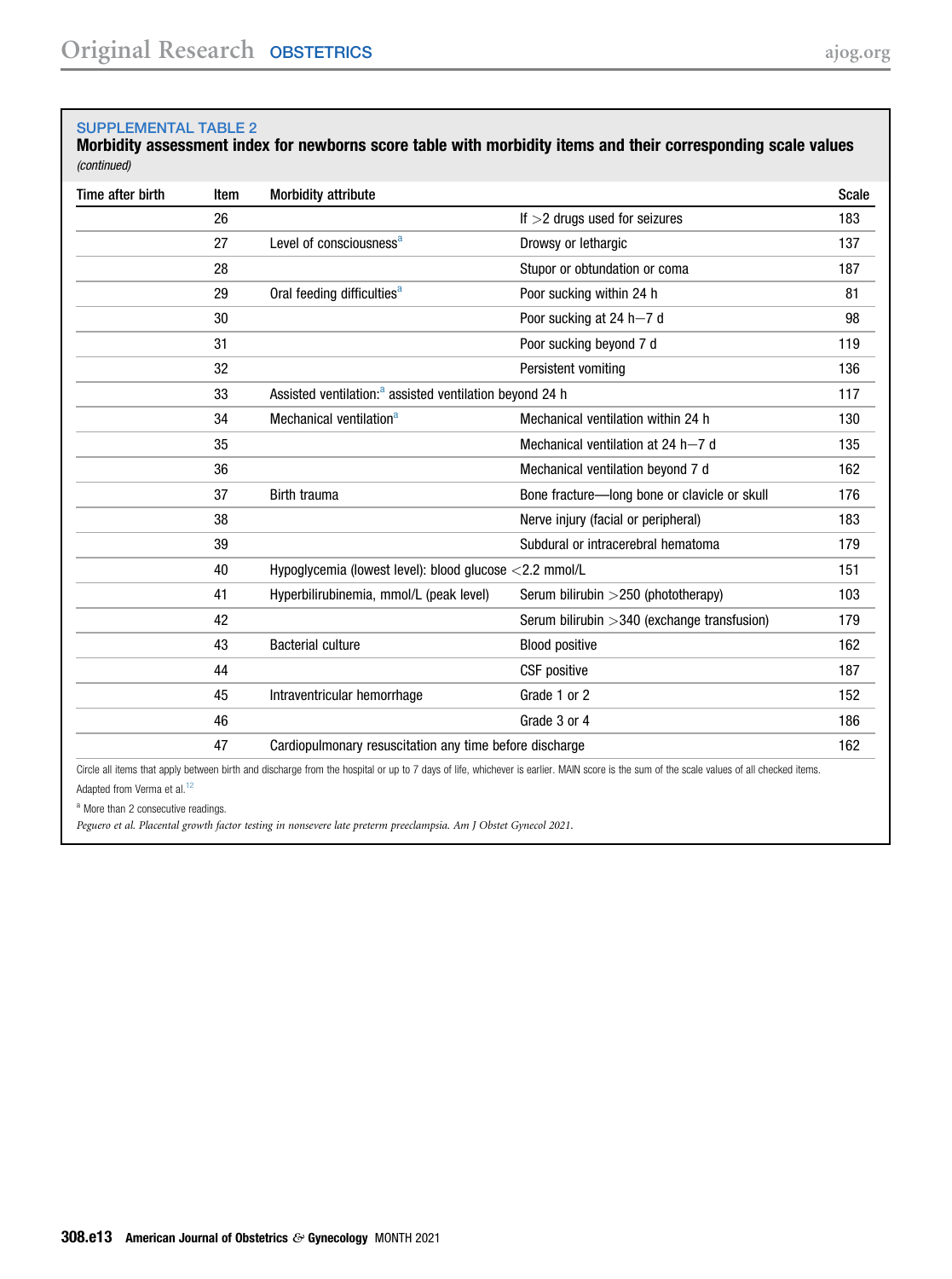**SUPPLEMENTAL TABLE 2**

**Morbidity assessment index for newborns score table with morbidity items and their corresponding scale values** *(continued)*

| Time after birth | Item | Morbidity attribute | | Scale |
|---|---|---|---|---|
| | 26 | | If >2 drugs used for seizures | 183 |
| | 27 | Level of consciousness[a] | Drowsy or lethargic | 137 |
| | 28 | | Stupor or obtundation or coma | 187 |
| | 29 | Oral feeding difficulties[a] | Poor sucking within 24 h | 81 |
| | 30 | | Poor sucking at 24 h–7 d | 98 |
| | 31 | | Poor sucking beyond 7 d | 119 |
| | 32 | | Persistent vomiting | 136 |
| | 33 | Assisted ventilation:[a] assisted ventilation beyond 24 h | | 117 |
| | 34 | Mechanical ventilation[a] | Mechanical ventilation within 24 h | 130 |
| | 35 | | Mechanical ventilation at 24 h–7 d | 135 |
| | 36 | | Mechanical ventilation beyond 7 d | 162 |
| | 37 | Birth trauma | Bone fracture—long bone or clavicle or skull | 176 |
| | 38 | | Nerve injury (facial or peripheral) | 183 |
| | 39 | | Subdural or intracerebral hematoma | 179 |
| | 40 | Hypoglycemia (lowest level): blood glucose <2.2 mmol/L | | 151 |
| | 41 | Hyperbilirubinemia, mmol/L (peak level) | Serum bilirubin >250 (phototherapy) | 103 |
| | 42 | | Serum bilirubin >340 (exchange transfusion) | 179 |
| | 43 | Bacterial culture | Blood positive | 162 |
| | 44 | | CSF positive | 187 |
| | 45 | Intraventricular hemorrhage | Grade 1 or 2 | 152 |
| | 46 | | Grade 3 or 4 | 186 |
| | 47 | Cardiopulmonary resuscitation any time before discharge | | 162 |

Circle all items that apply between birth and discharge from the hospital or up to 7 days of life, whichever is earlier. MAIN score is the sum of the scale values of all checked items.

Adapted from Verma et al.[12]

[a] More than 2 consecutive readings.

*Peguero et al. Placental growth factor testing in nonsevere late preterm preeclampsia. Am J Obstet Gynecol 2021.*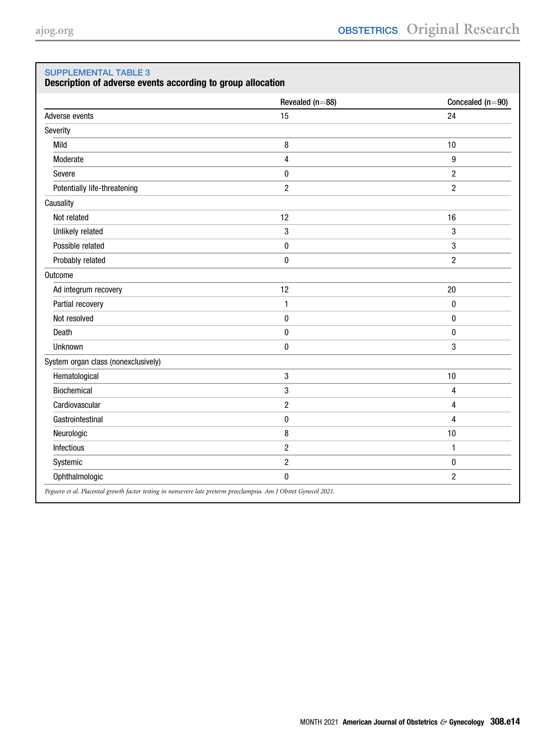SUPPLEMENTAL TABLE 3

**Description of adverse events according to group allocation**

| | Revealed (n=88) | Concealed (n=90) |
|---|---|---|
| Adverse events | 15 | 24 |
| Severity | | |
| Mild | 8 | 10 |
| Moderate | 4 | 9 |
| Severe | 0 | 2 |
| Potentially life-threatening | 2 | 2 |
| Causality | | |
| Not related | 12 | 16 |
| Unlikely related | 3 | 3 |
| Possible related | 0 | 3 |
| Probably related | 0 | 2 |
| Outcome | | |
| Ad integrum recovery | 12 | 20 |
| Partial recovery | 1 | 0 |
| Not resolved | 0 | 0 |
| Death | 0 | 0 |
| Unknown | 0 | 3 |
| System organ class (nonexclusively) | | |
| Hematological | 3 | 10 |
| Biochemical | 3 | 4 |
| Cardiovascular | 2 | 4 |
| Gastrointestinal | 0 | 4 |
| Neurologic | 8 | 10 |
| Infectious | 2 | 1 |
| Systemic | 2 | 0 |
| Ophthalmologic | 0 | 2 |

*Peguero et al. Placental growth factor testing in nonsevere late preterm preeclampsia. Am J Obstet Gynecol 2021.*